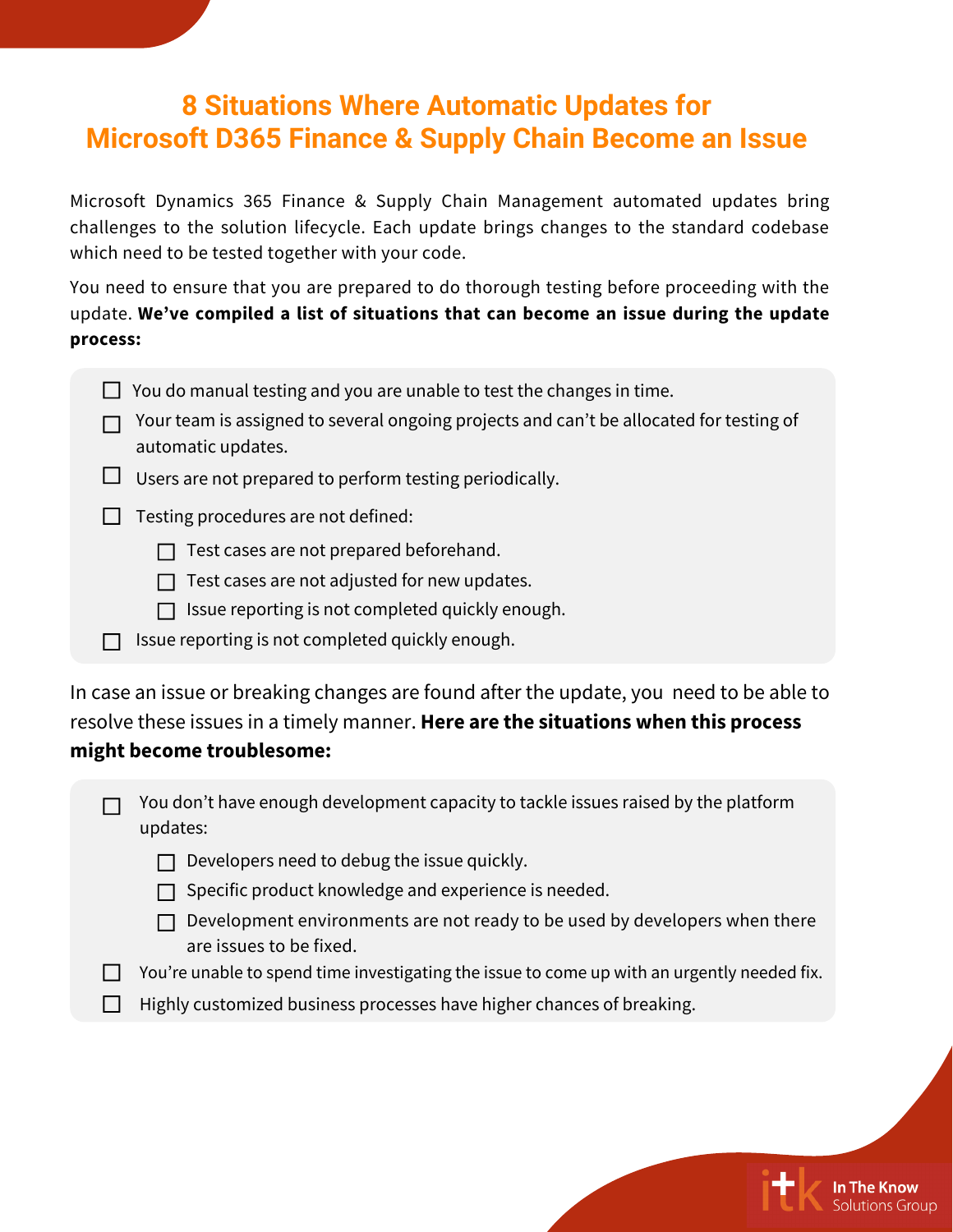# 8 Situations Where Automatic Updates for Microsoft D365 Finance & Supply Chain Become an Issue

Microsoft Dynamics 365 Finance & Supply Chain Management automated updates bring challenges to the solution lifecycle. Each update brings changes to the standard codebase which need to be tested together with your code.

You need to ensure that you are prepared to do thorough testing before proceeding with the update. **We've compiled a list of situations that can become an issue during the update process:**

- [ ] You do manual testing and you are unable to test the changes in time.
- [ ] Your team is assigned to several ongoing projects and can't be allocated for testing of automatic updates.
- [ ] Users are not prepared to perform testing periodically.
- [ ] Testing procedures are not defined:
  - [ ] Test cases are not prepared beforehand.
  - [ ] Test cases are not adjusted for new updates.
  - [ ] Issue reporting is not completed quickly enough.
- [ ] Issue reporting is not completed quickly enough.

In case an issue or breaking changes are found after the update, you need to be able to resolve these issues in a timely manner. **Here are the situations when this process might become troublesome:**

- [ ] You don't have enough development capacity to tackle issues raised by the platform updates:
  - [ ] Developers need to debug the issue quickly.
  - [ ] Specific product knowledge and experience is needed.
  - [ ] Development environments are not ready to be used by developers when there are issues to be fixed.
- [ ] You're unable to spend time investigating the issue to come up with an urgently needed fix.
- [ ] Highly customized business processes have higher chances of breaking.

In The Know Solutions Group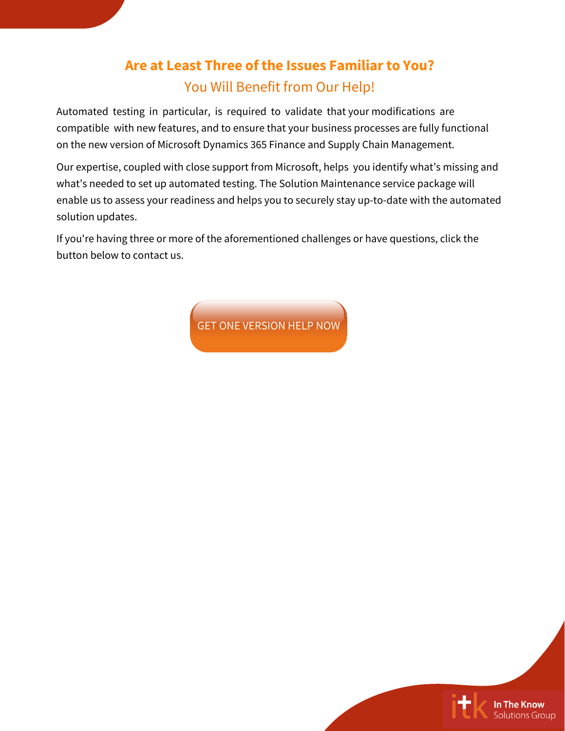## Are at Least Three of the Issues Familiar to You?

### You Will Benefit from Our Help!

Automated testing in particular, is required to validate that your modifications are compatible with new features, and to ensure that your business processes are fully functional on the new version of Microsoft Dynamics 365 Finance and Supply Chain Management.

Our expertise, coupled with close support from Microsoft, helps you identify what's missing and what's needed to set up automated testing. The Solution Maintenance service package will enable us to assess your readiness and helps you to securely stay up-to-date with the automated solution updates.

If you're having three or more of the aforementioned challenges or have questions, click the button below to contact us.

GET ONE VERSION HELP NOW

In The Know Solutions Group